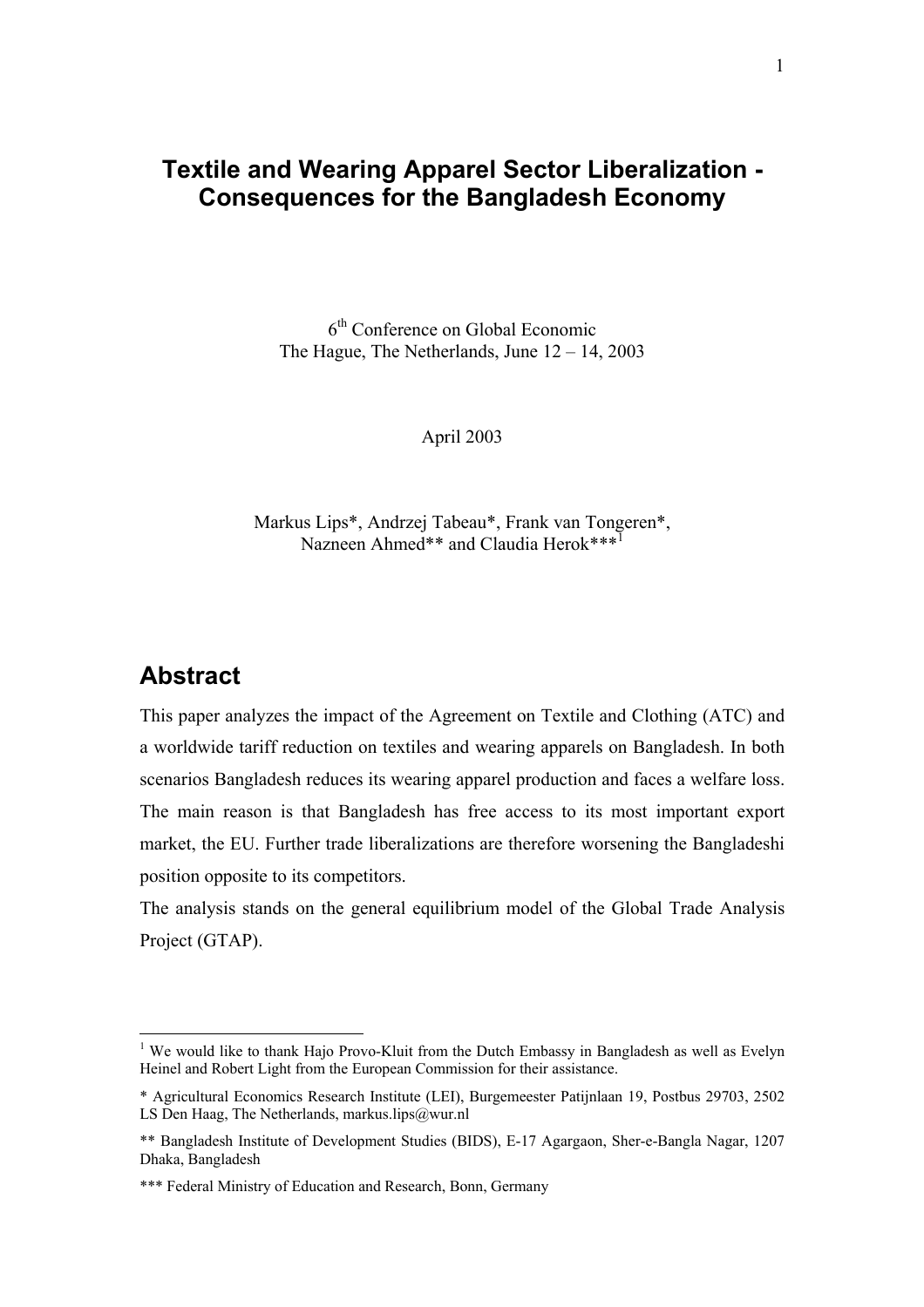# Textile and Wearing Apparel Sector Liberalization - Consequences for the Bangladesh Economy

6th Conference on Global Economic
The Hague, The Netherlands, June 12 – 14, 2003

April 2003

Markus Lips*, Andrzej Tabeau*, Frank van Tongeren*,
Nazneen Ahmed** and Claudia Herok***[1]

## Abstract

This paper analyzes the impact of the Agreement on Textile and Clothing (ATC) and a worldwide tariff reduction on textiles and wearing apparels on Bangladesh. In both scenarios Bangladesh reduces its wearing apparel production and faces a welfare loss. The main reason is that Bangladesh has free access to its most important export market, the EU. Further trade liberalizations are therefore worsening the Bangladeshi position opposite to its competitors.

The analysis stands on the general equilibrium model of the Global Trade Analysis Project (GTAP).

---

[1] We would like to thank Hajo Provo-Kluit from the Dutch Embassy in Bangladesh as well as Evelyn Heinel and Robert Light from the European Commission for their assistance.

* Agricultural Economics Research Institute (LEI), Burgemeester Patijnlaan 19, Postbus 29703, 2502 LS Den Haag, The Netherlands, markus.lips@wur.nl

** Bangladesh Institute of Development Studies (BIDS), E-17 Agargaon, Sher-e-Bangla Nagar, 1207 Dhaka, Bangladesh

*** Federal Ministry of Education and Research, Bonn, Germany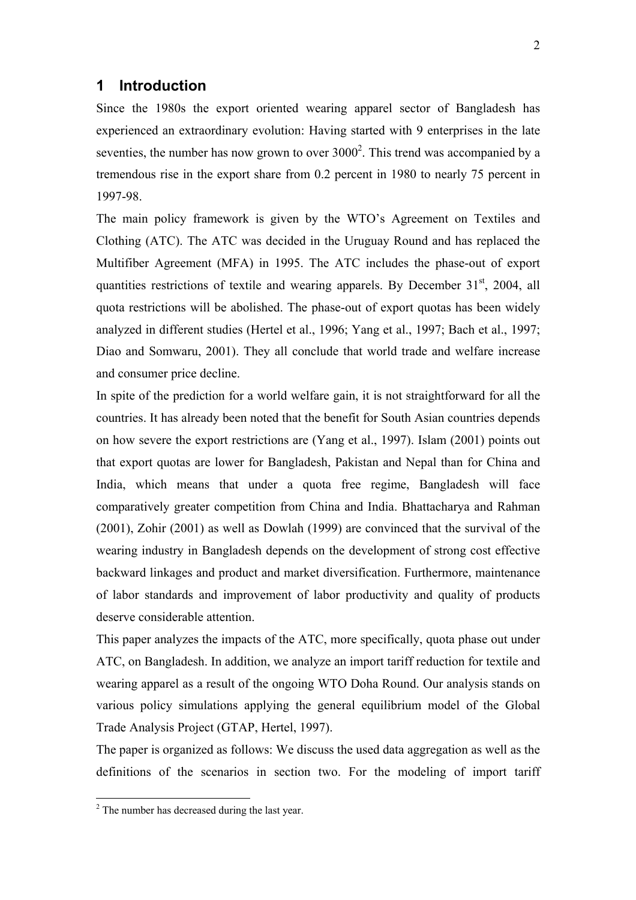# 1 Introduction

Since the 1980s the export oriented wearing apparel sector of Bangladesh has experienced an extraordinary evolution: Having started with 9 enterprises in the late seventies, the number has now grown to over 3000[2]. This trend was accompanied by a tremendous rise in the export share from 0.2 percent in 1980 to nearly 75 percent in 1997-98.

The main policy framework is given by the WTO's Agreement on Textiles and Clothing (ATC). The ATC was decided in the Uruguay Round and has replaced the Multifiber Agreement (MFA) in 1995. The ATC includes the phase-out of export quantities restrictions of textile and wearing apparels. By December 31st, 2004, all quota restrictions will be abolished. The phase-out of export quotas has been widely analyzed in different studies (Hertel et al., 1996; Yang et al., 1997; Bach et al., 1997; Diao and Somwaru, 2001). They all conclude that world trade and welfare increase and consumer price decline.

In spite of the prediction for a world welfare gain, it is not straightforward for all the countries. It has already been noted that the benefit for South Asian countries depends on how severe the export restrictions are (Yang et al., 1997). Islam (2001) points out that export quotas are lower for Bangladesh, Pakistan and Nepal than for China and India, which means that under a quota free regime, Bangladesh will face comparatively greater competition from China and India. Bhattacharya and Rahman (2001), Zohir (2001) as well as Dowlah (1999) are convinced that the survival of the wearing industry in Bangladesh depends on the development of strong cost effective backward linkages and product and market diversification. Furthermore, maintenance of labor standards and improvement of labor productivity and quality of products deserve considerable attention.

This paper analyzes the impacts of the ATC, more specifically, quota phase out under ATC, on Bangladesh. In addition, we analyze an import tariff reduction for textile and wearing apparel as a result of the ongoing WTO Doha Round. Our analysis stands on various policy simulations applying the general equilibrium model of the Global Trade Analysis Project (GTAP, Hertel, 1997).

The paper is organized as follows: We discuss the used data aggregation as well as the definitions of the scenarios in section two. For the modeling of import tariff

[2] The number has decreased during the last year.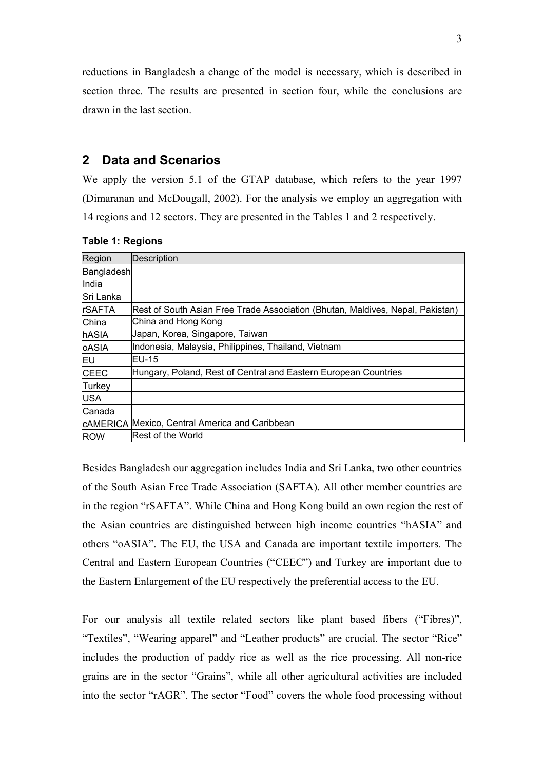reductions in Bangladesh a change of the model is necessary, which is described in section three. The results are presented in section four, while the conclusions are drawn in the last section.

## 2 Data and Scenarios

We apply the version 5.1 of the GTAP database, which refers to the year 1997 (Dimaranan and McDougall, 2002). For the analysis we employ an aggregation with 14 regions and 12 sectors. They are presented in the Tables 1 and 2 respectively.

**Table 1: Regions**

| Region | Description |
|---|---|
| Bangladesh | |
| India | |
| Sri Lanka | |
| rSAFTA | Rest of South Asian Free Trade Association (Bhutan, Maldives, Nepal, Pakistan) |
| China | China and Hong Kong |
| hASIA | Japan, Korea, Singapore, Taiwan |
| oASIA | Indonesia, Malaysia, Philippines, Thailand, Vietnam |
| EU | EU-15 |
| CEEC | Hungary, Poland, Rest of Central and Eastern European Countries |
| Turkey | |
| USA | |
| Canada | |
| cAMERICA | Mexico, Central America and Caribbean |
| ROW | Rest of the World |

Besides Bangladesh our aggregation includes India and Sri Lanka, two other countries of the South Asian Free Trade Association (SAFTA). All other member countries are in the region “rSAFTA”. While China and Hong Kong build an own region the rest of the Asian countries are distinguished between high income countries “hASIA” and others “oASIA”. The EU, the USA and Canada are important textile importers. The Central and Eastern European Countries (“CEEC”) and Turkey are important due to the Eastern Enlargement of the EU respectively the preferential access to the EU.

For our analysis all textile related sectors like plant based fibers (“Fibres)”, “Textiles”, “Wearing apparel” and “Leather products” are crucial. The sector “Rice” includes the production of paddy rice as well as the rice processing. All non-rice grains are in the sector “Grains”, while all other agricultural activities are included into the sector “rAGR”. The sector “Food” covers the whole food processing without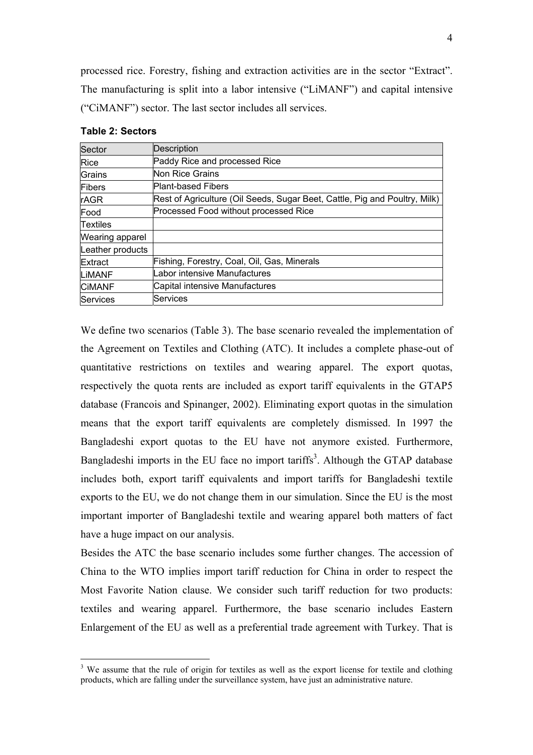processed rice. Forestry, fishing and extraction activities are in the sector “Extract”. The manufacturing is split into a labor intensive (“LiMANF”) and capital intensive (“CiMANF”) sector. The last sector includes all services.

**Table 2: Sectors**

| Sector | Description |
|---|---|
| Rice | Paddy Rice and processed Rice |
| Grains | Non Rice Grains |
| Fibers | Plant-based Fibers |
| rAGR | Rest of Agriculture (Oil Seeds, Sugar Beet, Cattle, Pig and Poultry, Milk) |
| Food | Processed Food without processed Rice |
| Textiles | |
| Wearing apparel | |
| Leather products | |
| Extract | Fishing, Forestry, Coal, Oil, Gas, Minerals |
| LiMANF | Labor intensive Manufactures |
| CiMANF | Capital intensive Manufactures |
| Services | Services |

We define two scenarios (Table 3). The base scenario revealed the implementation of the Agreement on Textiles and Clothing (ATC). It includes a complete phase-out of quantitative restrictions on textiles and wearing apparel. The export quotas, respectively the quota rents are included as export tariff equivalents in the GTAP5 database (Francois and Spinanger, 2002). Eliminating export quotas in the simulation means that the export tariff equivalents are completely dismissed. In 1997 the Bangladeshi export quotas to the EU have not anymore existed. Furthermore, Bangladeshi imports in the EU face no import tariffs[3]. Although the GTAP database includes both, export tariff equivalents and import tariffs for Bangladeshi textile exports to the EU, we do not change them in our simulation. Since the EU is the most important importer of Bangladeshi textile and wearing apparel both matters of fact have a huge impact on our analysis.

Besides the ATC the base scenario includes some further changes. The accession of China to the WTO implies import tariff reduction for China in order to respect the Most Favorite Nation clause. We consider such tariff reduction for two products: textiles and wearing apparel. Furthermore, the base scenario includes Eastern Enlargement of the EU as well as a preferential trade agreement with Turkey. That is

[3] We assume that the rule of origin for textiles as well as the export license for textile and clothing products, which are falling under the surveillance system, have just an administrative nature.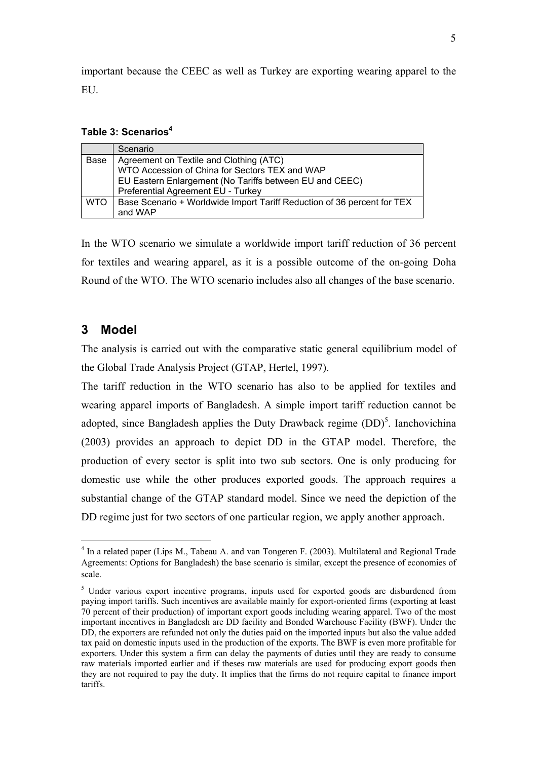important because the CEEC as well as Turkey are exporting wearing apparel to the EU.

**Table 3: Scenarios[4]**

| | Scenario |
|---|---|
| Base | Agreement on Textile and Clothing (ATC)<br>WTO Accession of China for Sectors TEX and WAP<br>EU Eastern Enlargement (No Tariffs between EU and CEEC)<br>Preferential Agreement EU - Turkey |
| WTO | Base Scenario + Worldwide Import Tariff Reduction of 36 percent for TEX and WAP |

In the WTO scenario we simulate a worldwide import tariff reduction of 36 percent for textiles and wearing apparel, as it is a possible outcome of the on-going Doha Round of the WTO. The WTO scenario includes also all changes of the base scenario.

## 3 Model

The analysis is carried out with the comparative static general equilibrium model of the Global Trade Analysis Project (GTAP, Hertel, 1997).

The tariff reduction in the WTO scenario has also to be applied for textiles and wearing apparel imports of Bangladesh. A simple import tariff reduction cannot be adopted, since Bangladesh applies the Duty Drawback regime (DD)[5]. Ianchovichina (2003) provides an approach to depict DD in the GTAP model. Therefore, the production of every sector is split into two sub sectors. One is only producing for domestic use while the other produces exported goods. The approach requires a substantial change of the GTAP standard model. Since we need the depiction of the DD regime just for two sectors of one particular region, we apply another approach.

---

[4] In a related paper (Lips M., Tabeau A. and van Tongeren F. (2003). Multilateral and Regional Trade Agreements: Options for Bangladesh) the base scenario is similar, except the presence of economies of scale.

[5] Under various export incentive programs, inputs used for exported goods are disburdened from paying import tariffs. Such incentives are available mainly for export-oriented firms (exporting at least 70 percent of their production) of important export goods including wearing apparel. Two of the most important incentives in Bangladesh are DD facility and Bonded Warehouse Facility (BWF). Under the DD, the exporters are refunded not only the duties paid on the imported inputs but also the value added tax paid on domestic inputs used in the production of the exports. The BWF is even more profitable for exporters. Under this system a firm can delay the payments of duties until they are ready to consume raw materials imported earlier and if theses raw materials are used for producing export goods then they are not required to pay the duty. It implies that the firms do not require capital to finance import tariffs.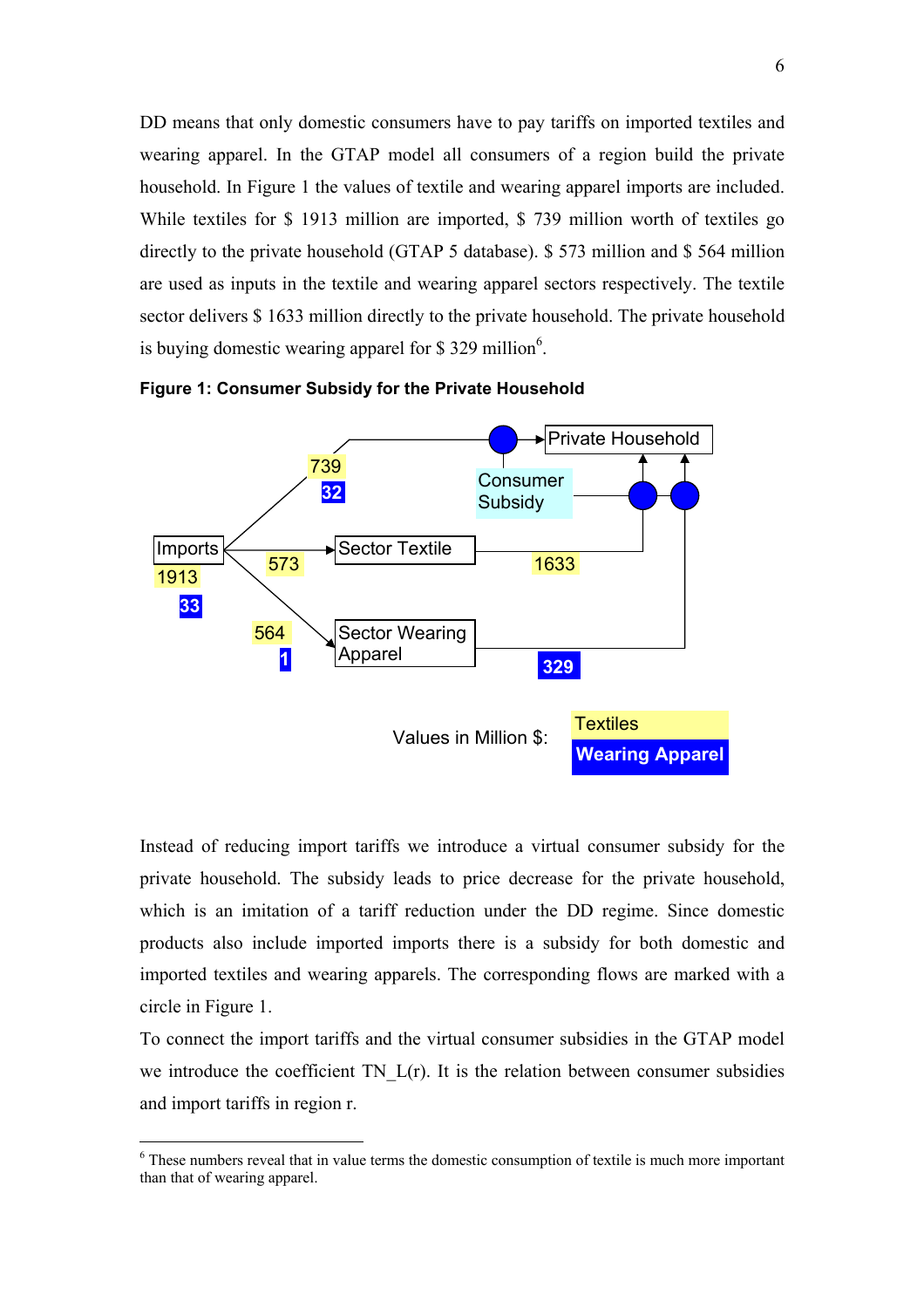DD means that only domestic consumers have to pay tariffs on imported textiles and wearing apparel. In the GTAP model all consumers of a region build the private household. In Figure 1 the values of textile and wearing apparel imports are included. While textiles for \$ 1913 million are imported, \$ 739 million worth of textiles go directly to the private household (GTAP 5 database). \$ 573 million and \$ 564 million are used as inputs in the textile and wearing apparel sectors respectively. The textile sector delivers \$ 1633 million directly to the private household. The private household is buying domestic wearing apparel for \$ 329 million[6].

**Figure 1: Consumer Subsidy for the Private Household**

Instead of reducing import tariffs we introduce a virtual consumer subsidy for the private household. The subsidy leads to price decrease for the private household, which is an imitation of a tariff reduction under the DD regime. Since domestic products also include imported imports there is a subsidy for both domestic and imported textiles and wearing apparels. The corresponding flows are marked with a circle in Figure 1.

To connect the import tariffs and the virtual consumer subsidies in the GTAP model we introduce the coefficient TN_L(r). It is the relation between consumer subsidies and import tariffs in region r.

---

[6] These numbers reveal that in value terms the domestic consumption of textile is much more important than that of wearing apparel.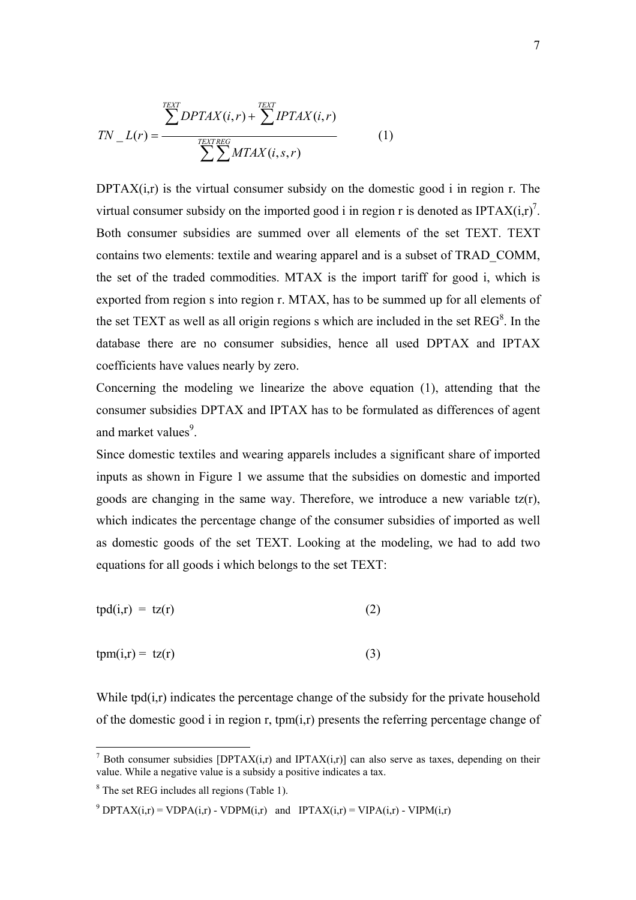$$TN\_L(r) = \frac{\sum^{TEXT} DPTAX(i,r) + \sum^{TEXT} IPTAX(i,r)}{\sum^{TEXT}\sum^{REG} MTAX(i,s,r)} \qquad (1)$$

DPTAX(i,r) is the virtual consumer subsidy on the domestic good i in region r. The virtual consumer subsidy on the imported good i in region r is denoted as IPTAX(i,r)[7]. Both consumer subsidies are summed over all elements of the set TEXT. TEXT contains two elements: textile and wearing apparel and is a subset of TRAD_COMM, the set of the traded commodities. MTAX is the import tariff for good i, which is exported from region s into region r. MTAX, has to be summed up for all elements of the set TEXT as well as all origin regions s which are included in the set REG[8]. In the database there are no consumer subsidies, hence all used DPTAX and IPTAX coefficients have values nearly by zero.

Concerning the modeling we linearize the above equation (1), attending that the consumer subsidies DPTAX and IPTAX has to be formulated as differences of agent and market values[9].

Since domestic textiles and wearing apparels includes a significant share of imported inputs as shown in Figure 1 we assume that the subsidies on domestic and imported goods are changing in the same way. Therefore, we introduce a new variable tz(r), which indicates the percentage change of the consumer subsidies of imported as well as domestic goods of the set TEXT. Looking at the modeling, we had to add two equations for all goods i which belongs to the set TEXT:

$$tpd(i,r) = tz(r) \qquad (2)$$

$$tpm(i,r) = tz(r) \qquad (3)$$

While tpd(i,r) indicates the percentage change of the subsidy for the private household of the domestic good i in region r, tpm(i,r) presents the referring percentage change of

---

[7] Both consumer subsidies [DPTAX(i,r) and IPTAX(i,r)] can also serve as taxes, depending on their value. While a negative value is a subsidy a positive indicates a tax.

[8] The set REG includes all regions (Table 1).

[9] DPTAX(i,r) = VDPA(i,r) - VDPM(i,r) and IPTAX(i,r) = VIPA(i,r) - VIPM(i,r)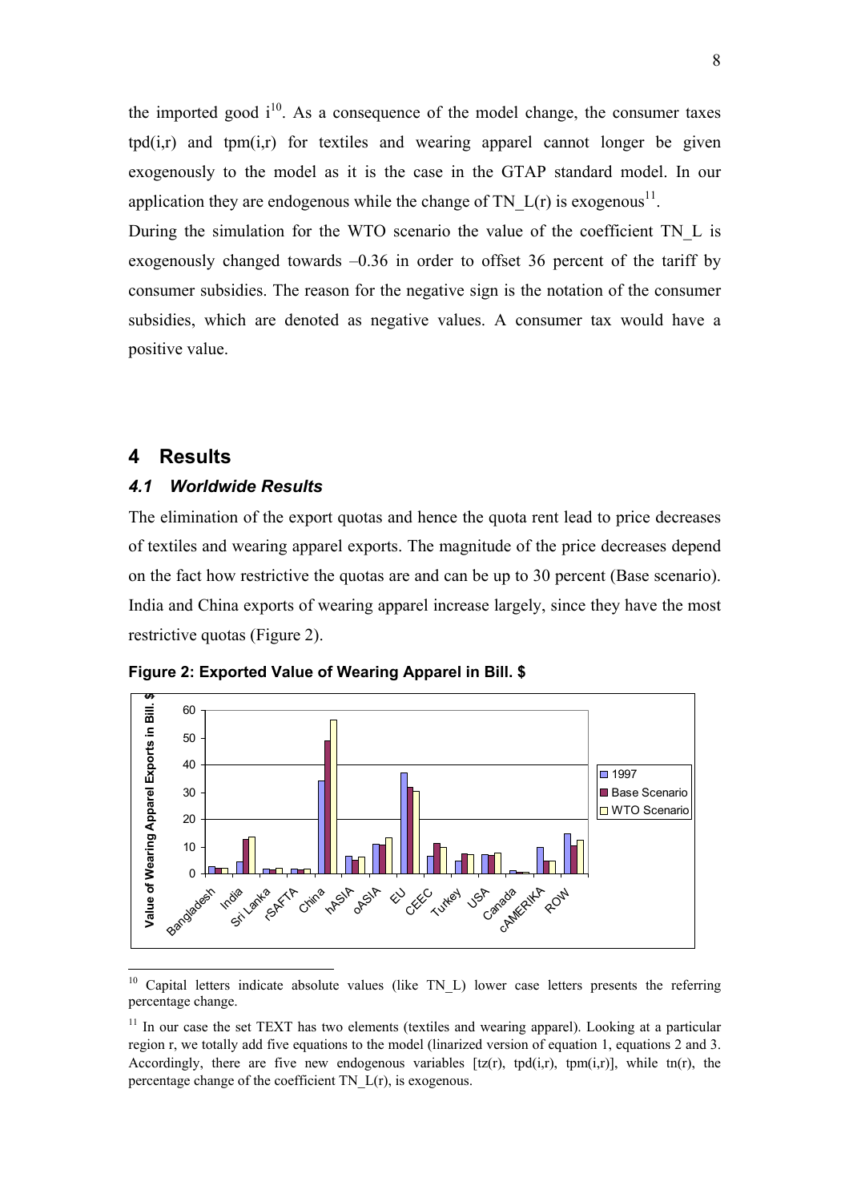the imported good i[10]. As a consequence of the model change, the consumer taxes tpd(i,r) and tpm(i,r) for textiles and wearing apparel cannot longer be given exogenously to the model as it is the case in the GTAP standard model. In our application they are endogenous while the change of TN_L(r) is exogenous[11].

During the simulation for the WTO scenario the value of the coefficient TN_L is exogenously changed towards –0.36 in order to offset 36 percent of the tariff by consumer subsidies. The reason for the negative sign is the notation of the consumer subsidies, which are denoted as negative values. A consumer tax would have a positive value.

# 4 Results

## 4.1 Worldwide Results

The elimination of the export quotas and hence the quota rent lead to price decreases of textiles and wearing apparel exports. The magnitude of the price decreases depend on the fact how restrictive the quotas are and can be up to 30 percent (Base scenario). India and China exports of wearing apparel increase largely, since they have the most restrictive quotas (Figure 2).

**Figure 2: Exported Value of Wearing Apparel in Bill. $**

[10] Capital letters indicate absolute values (like TN_L) lower case letters presents the referring percentage change.

[11] In our case the set TEXT has two elements (textiles and wearing apparel). Looking at a particular region r, we totally add five equations to the model (linarized version of equation 1, equations 2 and 3. Accordingly, there are five new endogenous variables [tz(r), tpd(i,r), tpm(i,r)], while tn(r), the percentage change of the coefficient TN_L(r), is exogenous.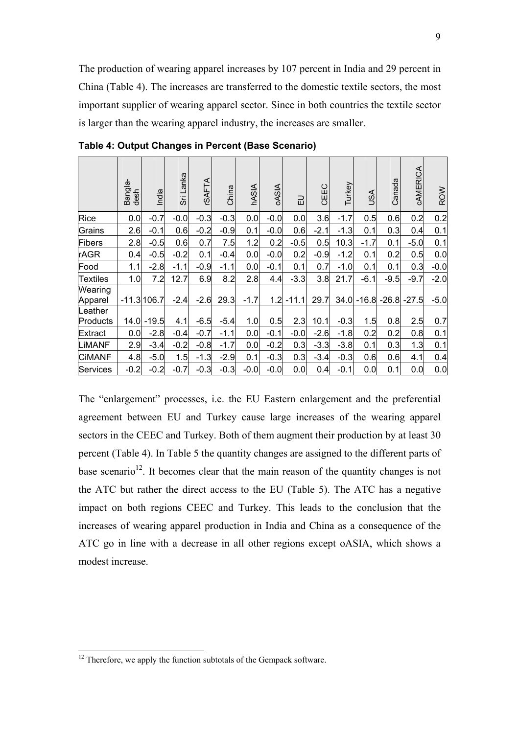The production of wearing apparel increases by 107 percent in India and 29 percent in China (Table 4). The increases are transferred to the domestic textile sectors, the most important supplier of wearing apparel sector. Since in both countries the textile sector is larger than the wearing apparel industry, the increases are smaller.

**Table 4: Output Changes in Percent (Base Scenario)**

| | Bangla-desh | India | Sri Lanka | rSAFTA | China | hASIA | oASIA | EU | CEEC | Turkey | USA | Canada | cAMERICA | ROW |
|---|---|---|---|---|---|---|---|---|---|---|---|---|---|---|
| Rice | 0.0 | -0.7 | -0.0 | -0.3 | -0.3 | 0.0 | -0.0 | 0.0 | 3.6 | -1.7 | 0.5 | 0.6 | 0.2 | 0.2 |
| Grains | 2.6 | -0.1 | 0.6 | -0.2 | -0.9 | 0.1 | -0.0 | 0.6 | -2.1 | -1.3 | 0.1 | 0.3 | 0.4 | 0.1 |
| Fibers | 2.8 | -0.5 | 0.6 | 0.7 | 7.5 | 1.2 | 0.2 | -0.5 | 0.5 | 10.3 | -1.7 | 0.1 | -5.0 | 0.1 |
| rAGR | 0.4 | -0.5 | -0.2 | 0.1 | -0.4 | 0.0 | -0.0 | 0.2 | -0.9 | -1.2 | 0.1 | 0.2 | 0.5 | 0.0 |
| Food | 1.1 | -2.8 | -1.1 | -0.9 | -1.1 | 0.0 | -0.1 | 0.1 | 0.7 | -1.0 | 0.1 | 0.1 | 0.3 | -0.0 |
| Textiles | 1.0 | 7.2 | 12.7 | 6.9 | 8.2 | 2.8 | 4.4 | -3.3 | 3.8 | 21.7 | -6.1 | -9.5 | -9.7 | -2.0 |
| Wearing Apparel | -11.3 | 106.7 | -2.4 | -2.6 | 29.3 | -1.7 | 1.2 | -11.1 | 29.7 | 34.0 | -16.8 | -26.8 | -27.5 | -5.0 |
| Leather Products | 14.0 | -19.5 | 4.1 | -6.5 | -5.4 | 1.0 | 0.5 | 2.3 | 10.1 | -0.3 | 1.5 | 0.8 | 2.5 | 0.7 |
| Extract | 0.0 | -2.8 | -0.4 | -0.7 | -1.1 | 0.0 | -0.1 | -0.0 | -2.6 | -1.8 | 0.2 | 0.2 | 0.8 | 0.1 |
| LiMANF | 2.9 | -3.4 | -0.2 | -0.8 | -1.7 | 0.0 | -0.2 | 0.3 | -3.3 | -3.8 | 0.1 | 0.3 | 1.3 | 0.1 |
| CiMANF | 4.8 | -5.0 | 1.5 | -1.3 | -2.9 | 0.1 | -0.3 | 0.3 | -3.4 | -0.3 | 0.6 | 0.6 | 4.1 | 0.4 |
| Services | -0.2 | -0.2 | -0.7 | -0.3 | -0.3 | -0.0 | -0.0 | 0.0 | 0.4 | -0.1 | 0.0 | 0.1 | 0.0 | 0.0 |

The "enlargement" processes, i.e. the EU Eastern enlargement and the preferential agreement between EU and Turkey cause large increases of the wearing apparel sectors in the CEEC and Turkey. Both of them augment their production by at least 30 percent (Table 4). In Table 5 the quantity changes are assigned to the different parts of base scenario[12]. It becomes clear that the main reason of the quantity changes is not the ATC but rather the direct access to the EU (Table 5). The ATC has a negative impact on both regions CEEC and Turkey. This leads to the conclusion that the increases of wearing apparel production in India and China as a consequence of the ATC go in line with a decrease in all other regions except oASIA, which shows a modest increase.

[12] Therefore, we apply the function subtotals of the Gempack software.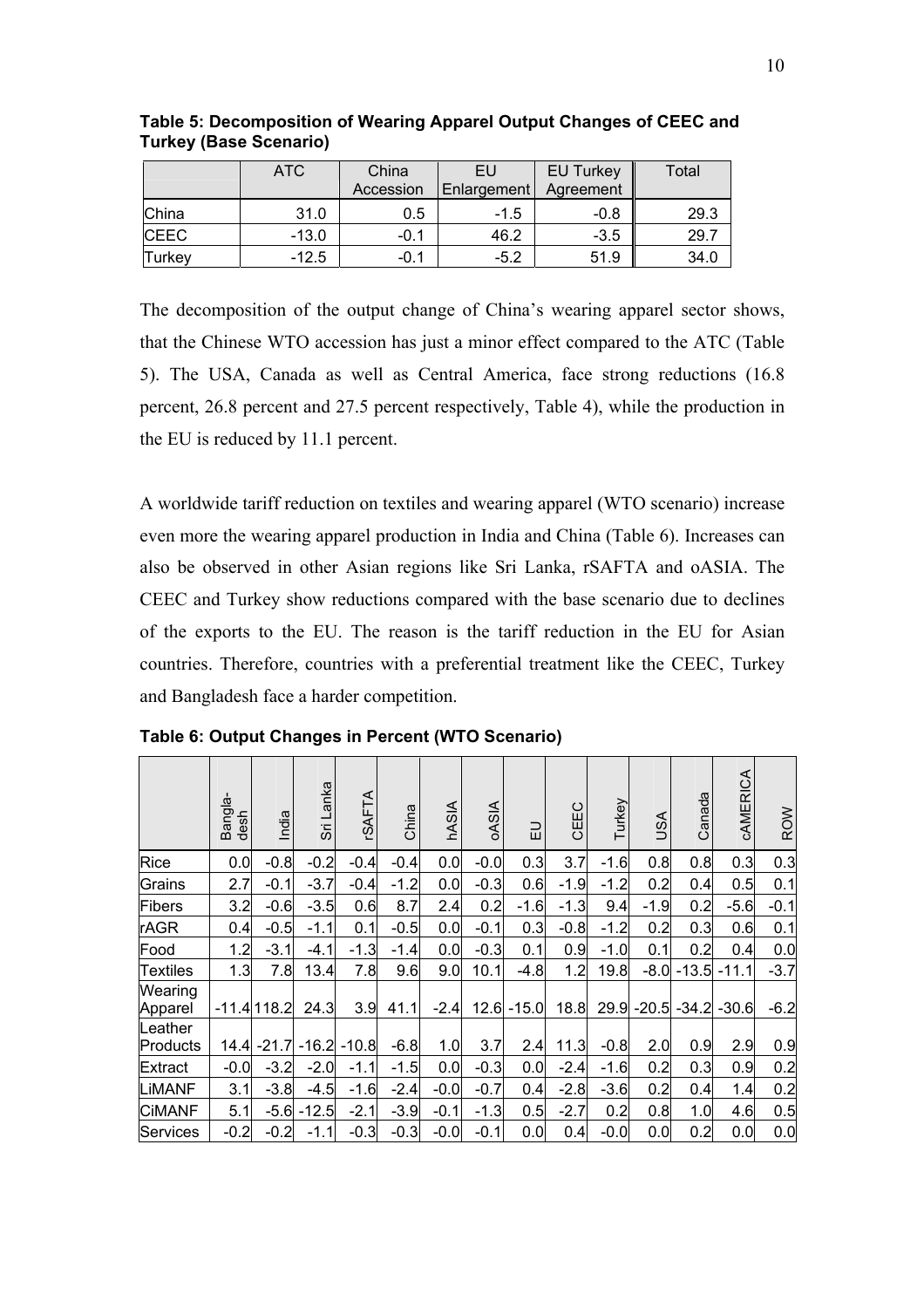**Table 5: Decomposition of Wearing Apparel Output Changes of CEEC and Turkey (Base Scenario)**

| | ATC | China Accession | EU Enlargement | EU Turkey Agreement | Total |
|---|---|---|---|---|---|
| China | 31.0 | 0.5 | -1.5 | -0.8 | 29.3 |
| CEEC | -13.0 | -0.1 | 46.2 | -3.5 | 29.7 |
| Turkey | -12.5 | -0.1 | -5.2 | 51.9 | 34.0 |

The decomposition of the output change of China's wearing apparel sector shows, that the Chinese WTO accession has just a minor effect compared to the ATC (Table 5). The USA, Canada as well as Central America, face strong reductions (16.8 percent, 26.8 percent and 27.5 percent respectively, Table 4), while the production in the EU is reduced by 11.1 percent.

A worldwide tariff reduction on textiles and wearing apparel (WTO scenario) increase even more the wearing apparel production in India and China (Table 6). Increases can also be observed in other Asian regions like Sri Lanka, rSAFTA and oASIA. The CEEC and Turkey show reductions compared with the base scenario due to declines of the exports to the EU. The reason is the tariff reduction in the EU for Asian countries. Therefore, countries with a preferential treatment like the CEEC, Turkey and Bangladesh face a harder competition.

**Table 6: Output Changes in Percent (WTO Scenario)**

| | Bangla-desh | India | Sri Lanka | rSAFTA | China | hASIA | oASIA | EU | CEEC | Turkey | USA | Canada | cAMERICA | ROW |
|---|---|---|---|---|---|---|---|---|---|---|---|---|---|---|
| Rice | 0.0 | -0.8 | -0.2 | -0.4 | -0.4 | 0.0 | -0.0 | 0.3 | 3.7 | -1.6 | 0.8 | 0.8 | 0.3 | 0.3 |
| Grains | 2.7 | -0.1 | -3.7 | -0.4 | -1.2 | 0.0 | -0.3 | 0.6 | -1.9 | -1.2 | 0.2 | 0.4 | 0.5 | 0.1 |
| Fibers | 3.2 | -0.6 | -3.5 | 0.6 | 8.7 | 2.4 | 0.2 | -1.6 | -1.3 | 9.4 | -1.9 | 0.2 | -5.6 | -0.1 |
| rAGR | 0.4 | -0.5 | -1.1 | 0.1 | -0.5 | 0.0 | -0.1 | 0.3 | -0.8 | -1.2 | 0.2 | 0.3 | 0.6 | 0.1 |
| Food | 1.2 | -3.1 | -4.1 | -1.3 | -1.4 | 0.0 | -0.3 | 0.1 | 0.9 | -1.0 | 0.1 | 0.2 | 0.4 | 0.0 |
| Textiles | 1.3 | 7.8 | 13.4 | 7.8 | 9.6 | 9.0 | 10.1 | -4.8 | 1.2 | 19.8 | -8.0 | -13.5 | -11.1 | -3.7 |
| Wearing Apparel | -11.4 | 118.2 | 24.3 | 3.9 | 41.1 | -2.4 | 12.6 | -15.0 | 18.8 | 29.9 | -20.5 | -34.2 | -30.6 | -6.2 |
| Leather Products | 14.4 | -21.7 | -16.2 | -10.8 | -6.8 | 1.0 | 3.7 | 2.4 | 11.3 | -0.8 | 2.0 | 0.9 | 2.9 | 0.9 |
| Extract | -0.0 | -3.2 | -2.0 | -1.1 | -1.5 | 0.0 | -0.3 | 0.0 | -2.4 | -1.6 | 0.2 | 0.3 | 0.9 | 0.2 |
| LiMANF | 3.1 | -3.8 | -4.5 | -1.6 | -2.4 | -0.0 | -0.7 | 0.4 | -2.8 | -3.6 | 0.2 | 0.4 | 1.4 | 0.2 |
| CiMANF | 5.1 | -5.6 | -12.5 | -2.1 | -3.9 | -0.1 | -1.3 | 0.5 | -2.7 | 0.2 | 0.8 | 1.0 | 4.6 | 0.5 |
| Services | -0.2 | -0.2 | -1.1 | -0.3 | -0.3 | -0.0 | -0.1 | 0.0 | 0.4 | -0.0 | 0.0 | 0.2 | 0.0 | 0.0 |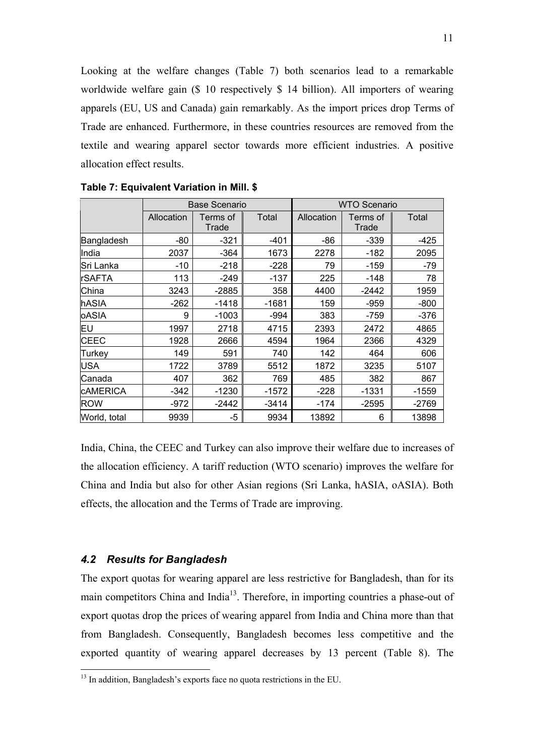Looking at the welfare changes (Table 7) both scenarios lead to a remarkable worldwide welfare gain ($ 10 respectively $ 14 billion). All importers of wearing apparels (EU, US and Canada) gain remarkably. As the import prices drop Terms of Trade are enhanced. Furthermore, in these countries resources are removed from the textile and wearing apparel sector towards more efficient industries. A positive allocation effect results.

**Table 7: Equivalent Variation in Mill. $**

| | Base Scenario | | | WTO Scenario | | |
|---|---|---|---|---|---|---|
| | Allocation | Terms of Trade | Total | Allocation | Terms of Trade | Total |
| Bangladesh | -80 | -321 | -401 | -86 | -339 | -425 |
| India | 2037 | -364 | 1673 | 2278 | -182 | 2095 |
| Sri Lanka | -10 | -218 | -228 | 79 | -159 | -79 |
| rSAFTA | 113 | -249 | -137 | 225 | -148 | 78 |
| China | 3243 | -2885 | 358 | 4400 | -2442 | 1959 |
| hASIA | -262 | -1418 | -1681 | 159 | -959 | -800 |
| oASIA | 9 | -1003 | -994 | 383 | -759 | -376 |
| EU | 1997 | 2718 | 4715 | 2393 | 2472 | 4865 |
| CEEC | 1928 | 2666 | 4594 | 1964 | 2366 | 4329 |
| Turkey | 149 | 591 | 740 | 142 | 464 | 606 |
| USA | 1722 | 3789 | 5512 | 1872 | 3235 | 5107 |
| Canada | 407 | 362 | 769 | 485 | 382 | 867 |
| cAMERICA | -342 | -1230 | -1572 | -228 | -1331 | -1559 |
| ROW | -972 | -2442 | -3414 | -174 | -2595 | -2769 |
| World, total | 9939 | -5 | 9934 | 13892 | 6 | 13898 |

India, China, the CEEC and Turkey can also improve their welfare due to increases of the allocation efficiency. A tariff reduction (WTO scenario) improves the welfare for China and India but also for other Asian regions (Sri Lanka, hASIA, oASIA). Both effects, the allocation and the Terms of Trade are improving.

### *4.2 Results for Bangladesh*

The export quotas for wearing apparel are less restrictive for Bangladesh, than for its main competitors China and India[13]. Therefore, in importing countries a phase-out of export quotas drop the prices of wearing apparel from India and China more than that from Bangladesh. Consequently, Bangladesh becomes less competitive and the exported quantity of wearing apparel decreases by 13 percent (Table 8). The

[13] In addition, Bangladesh's exports face no quota restrictions in the EU.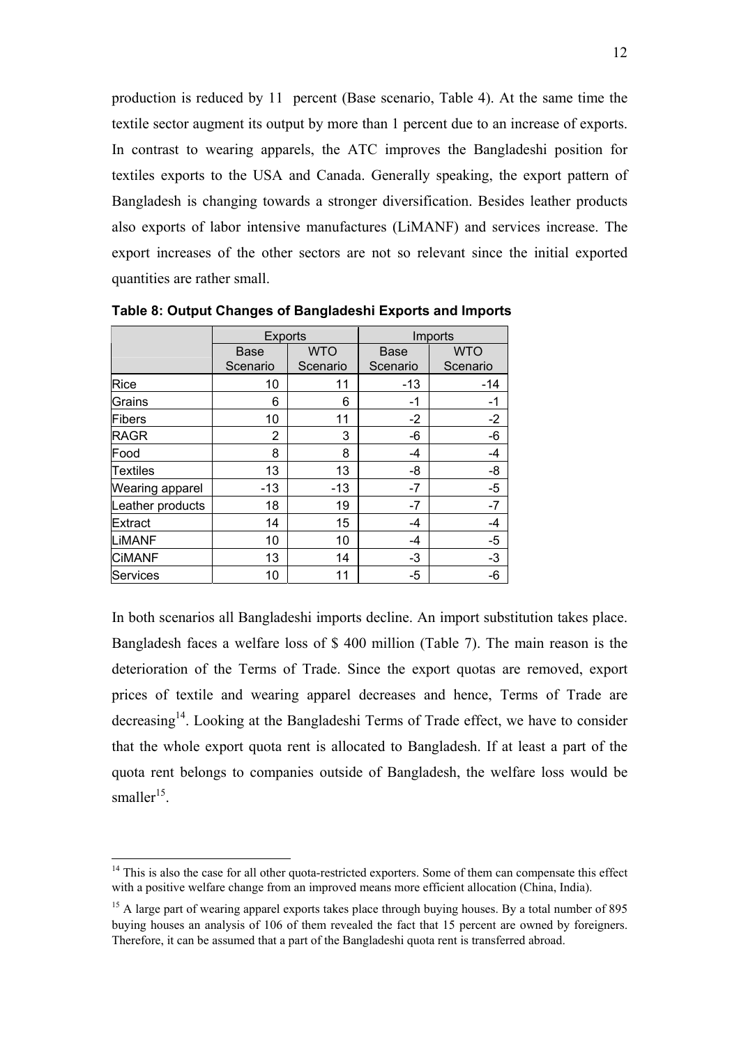production is reduced by 11 percent (Base scenario, Table 4). At the same time the textile sector augment its output by more than 1 percent due to an increase of exports. In contrast to wearing apparels, the ATC improves the Bangladeshi position for textiles exports to the USA and Canada. Generally speaking, the export pattern of Bangladesh is changing towards a stronger diversification. Besides leather products also exports of labor intensive manufactures (LiMANF) and services increase. The export increases of the other sectors are not so relevant since the initial exported quantities are rather small.

**Table 8: Output Changes of Bangladeshi Exports and Imports**

| | Exports | | Imports | |
|---|---|---|---|---|
| | Base Scenario | WTO Scenario | Base Scenario | WTO Scenario |
| Rice | 10 | 11 | -13 | -14 |
| Grains | 6 | 6 | -1 | -1 |
| Fibers | 10 | 11 | -2 | -2 |
| RAGR | 2 | 3 | -6 | -6 |
| Food | 8 | 8 | -4 | -4 |
| Textiles | 13 | 13 | -8 | -8 |
| Wearing apparel | -13 | -13 | -7 | -5 |
| Leather products | 18 | 19 | -7 | -7 |
| Extract | 14 | 15 | -4 | -4 |
| LiMANF | 10 | 10 | -4 | -5 |
| CiMANF | 13 | 14 | -3 | -3 |
| Services | 10 | 11 | -5 | -6 |

In both scenarios all Bangladeshi imports decline. An import substitution takes place. Bangladesh faces a welfare loss of $ 400 million (Table 7). The main reason is the deterioration of the Terms of Trade. Since the export quotas are removed, export prices of textile and wearing apparel decreases and hence, Terms of Trade are decreasing[14]. Looking at the Bangladeshi Terms of Trade effect, we have to consider that the whole export quota rent is allocated to Bangladesh. If at least a part of the quota rent belongs to companies outside of Bangladesh, the welfare loss would be smaller[15].

[14] This is also the case for all other quota-restricted exporters. Some of them can compensate this effect with a positive welfare change from an improved means more efficient allocation (China, India).

[15] A large part of wearing apparel exports takes place through buying houses. By a total number of 895 buying houses an analysis of 106 of them revealed the fact that 15 percent are owned by foreigners. Therefore, it can be assumed that a part of the Bangladeshi quota rent is transferred abroad.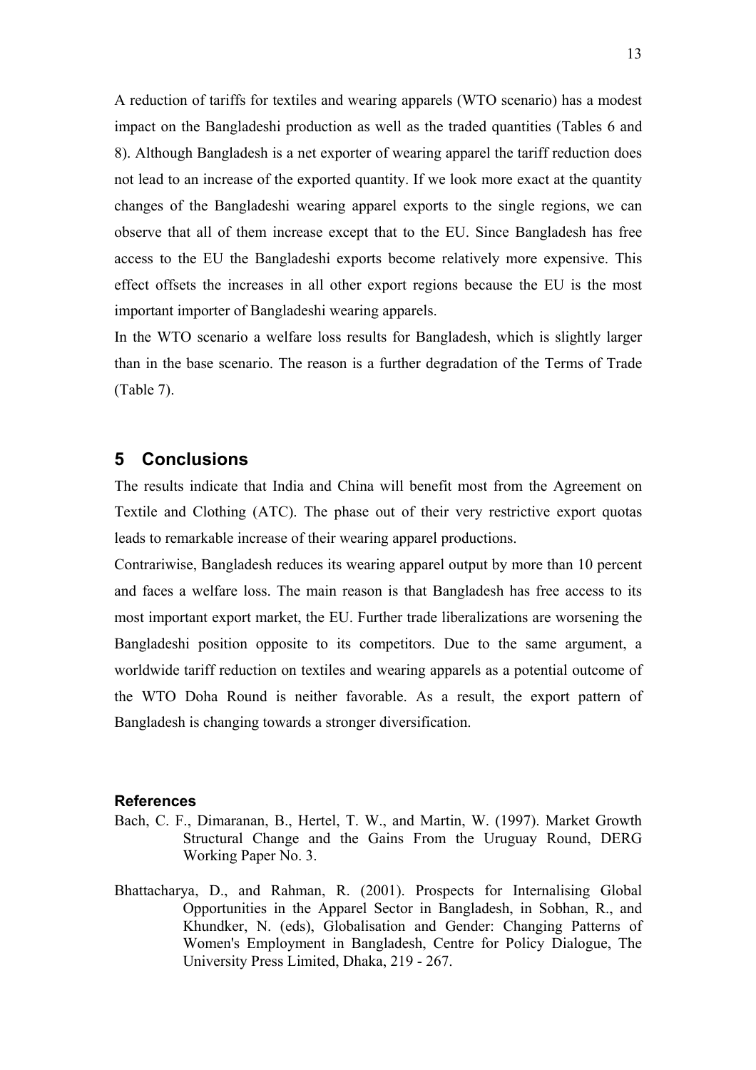A reduction of tariffs for textiles and wearing apparels (WTO scenario) has a modest impact on the Bangladeshi production as well as the traded quantities (Tables 6 and 8). Although Bangladesh is a net exporter of wearing apparel the tariff reduction does not lead to an increase of the exported quantity. If we look more exact at the quantity changes of the Bangladeshi wearing apparel exports to the single regions, we can observe that all of them increase except that to the EU. Since Bangladesh has free access to the EU the Bangladeshi exports become relatively more expensive. This effect offsets the increases in all other export regions because the EU is the most important importer of Bangladeshi wearing apparels.

In the WTO scenario a welfare loss results for Bangladesh, which is slightly larger than in the base scenario. The reason is a further degradation of the Terms of Trade (Table 7).

## 5 Conclusions

The results indicate that India and China will benefit most from the Agreement on Textile and Clothing (ATC). The phase out of their very restrictive export quotas leads to remarkable increase of their wearing apparel productions.

Contrariwise, Bangladesh reduces its wearing apparel output by more than 10 percent and faces a welfare loss. The main reason is that Bangladesh has free access to its most important export market, the EU. Further trade liberalizations are worsening the Bangladeshi position opposite to its competitors. Due to the same argument, a worldwide tariff reduction on textiles and wearing apparels as a potential outcome of the WTO Doha Round is neither favorable. As a result, the export pattern of Bangladesh is changing towards a stronger diversification.

### References

Bach, C. F., Dimaranan, B., Hertel, T. W., and Martin, W. (1997). Market Growth Structural Change and the Gains From the Uruguay Round, DERG Working Paper No. 3.

Bhattacharya, D., and Rahman, R. (2001). Prospects for Internalising Global Opportunities in the Apparel Sector in Bangladesh, in Sobhan, R., and Khundker, N. (eds), Globalisation and Gender: Changing Patterns of Women's Employment in Bangladesh, Centre for Policy Dialogue, The University Press Limited, Dhaka, 219 - 267.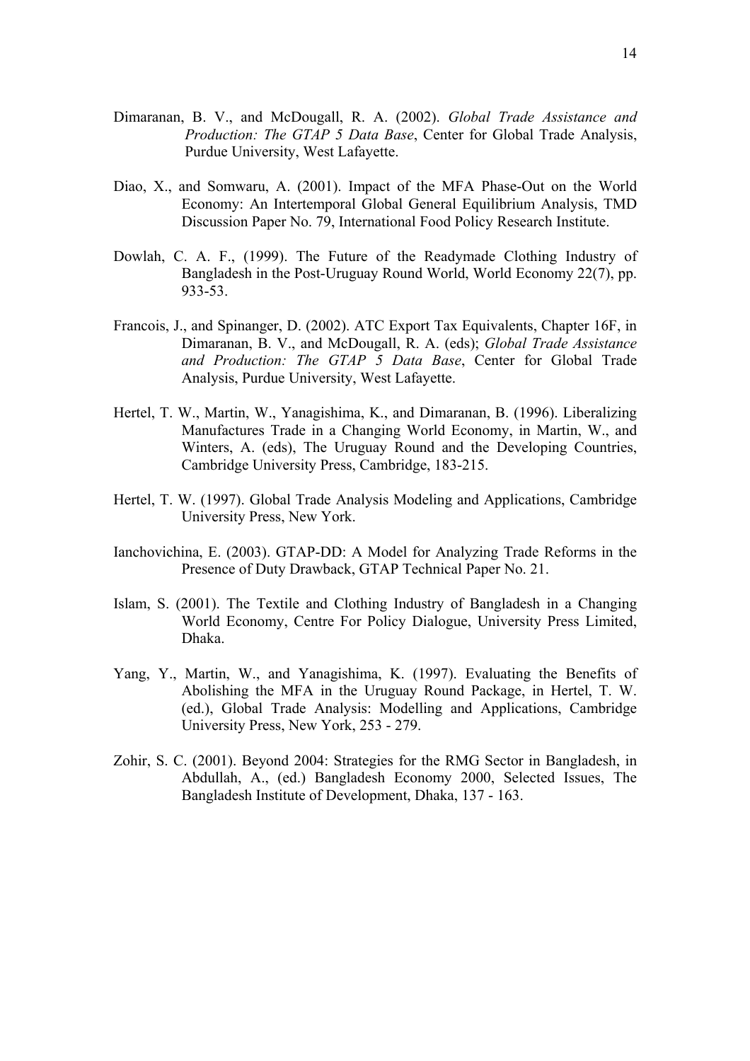Dimaranan, B. V., and McDougall, R. A. (2002). *Global Trade Assistance and Production: The GTAP 5 Data Base*, Center for Global Trade Analysis, Purdue University, West Lafayette.

Diao, X., and Somwaru, A. (2001). Impact of the MFA Phase-Out on the World Economy: An Intertemporal Global General Equilibrium Analysis, TMD Discussion Paper No. 79, International Food Policy Research Institute.

Dowlah, C. A. F., (1999). The Future of the Readymade Clothing Industry of Bangladesh in the Post-Uruguay Round World, World Economy 22(7), pp. 933-53.

Francois, J., and Spinanger, D. (2002). ATC Export Tax Equivalents, Chapter 16F, in Dimaranan, B. V., and McDougall, R. A. (eds); *Global Trade Assistance and Production: The GTAP 5 Data Base*, Center for Global Trade Analysis, Purdue University, West Lafayette.

Hertel, T. W., Martin, W., Yanagishima, K., and Dimaranan, B. (1996). Liberalizing Manufactures Trade in a Changing World Economy, in Martin, W., and Winters, A. (eds), The Uruguay Round and the Developing Countries, Cambridge University Press, Cambridge, 183-215.

Hertel, T. W. (1997). Global Trade Analysis Modeling and Applications, Cambridge University Press, New York.

Ianchovichina, E. (2003). GTAP-DD: A Model for Analyzing Trade Reforms in the Presence of Duty Drawback, GTAP Technical Paper No. 21.

Islam, S. (2001). The Textile and Clothing Industry of Bangladesh in a Changing World Economy, Centre For Policy Dialogue, University Press Limited, Dhaka.

Yang, Y., Martin, W., and Yanagishima, K. (1997). Evaluating the Benefits of Abolishing the MFA in the Uruguay Round Package, in Hertel, T. W. (ed.), Global Trade Analysis: Modelling and Applications, Cambridge University Press, New York, 253 - 279.

Zohir, S. C. (2001). Beyond 2004: Strategies for the RMG Sector in Bangladesh, in Abdullah, A., (ed.) Bangladesh Economy 2000, Selected Issues, The Bangladesh Institute of Development, Dhaka, 137 - 163.